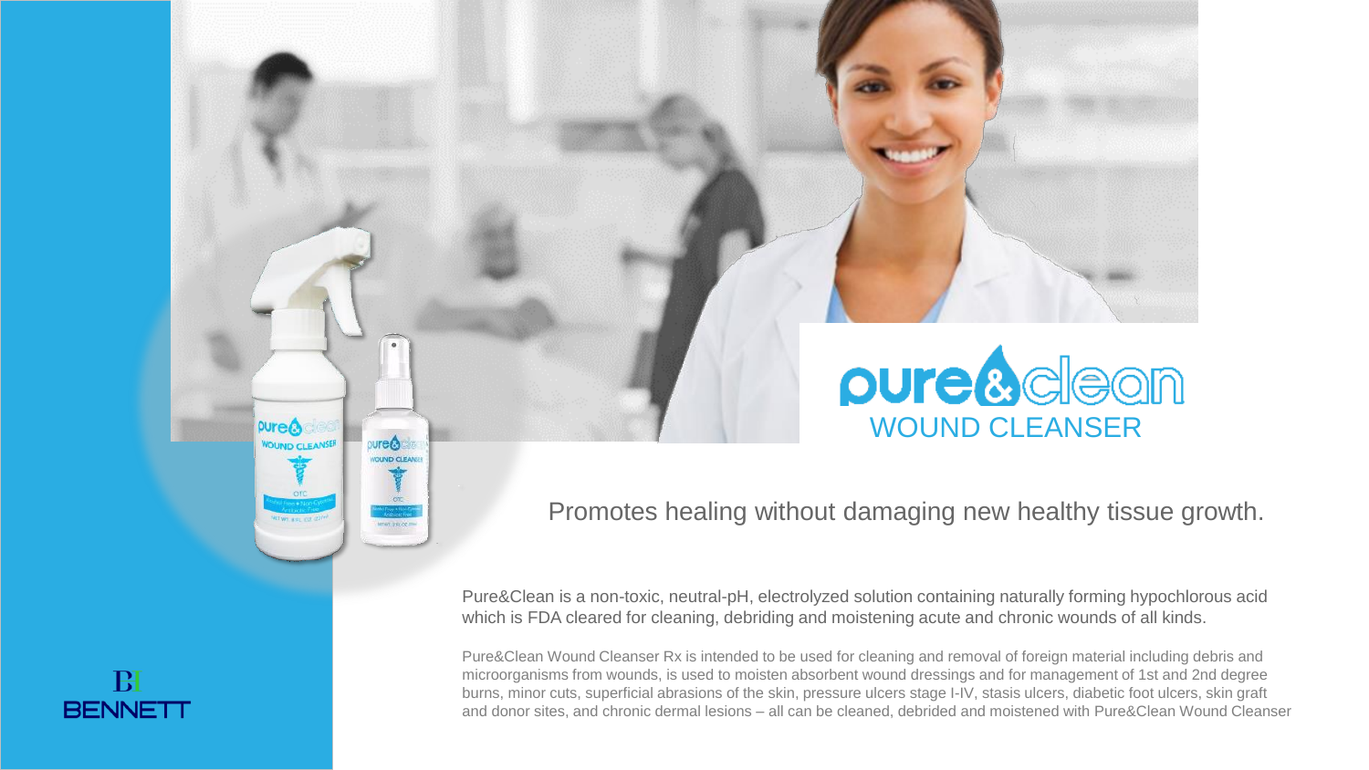# pure&clean

## WOUND CLEANSER

Promotes healing without damaging new healthy tissue growth.

Pure&Clean is a non-toxic, neutral-pH, electrolyzed solution containing naturally forming hypochlorous acid which is FDA cleared for cleaning, debriding and moistening acute and chronic wounds of all kinds.

Pure&Clean Wound Cleanser Rx is intended to be used for cleaning and removal of foreign material including debris and microorganisms from wounds, is used to moisten absorbent wound dressings and for management of 1st and 2nd degree burns, minor cuts, superficial abrasions of the skin, pressure ulcers stage I-IV, stasis ulcers, diabetic foot ulcers, skin graft and donor sites, and chronic dermal lesions – all can be cleaned, debrided and moistened with Pure&Clean Wound Cleanser

BENNETT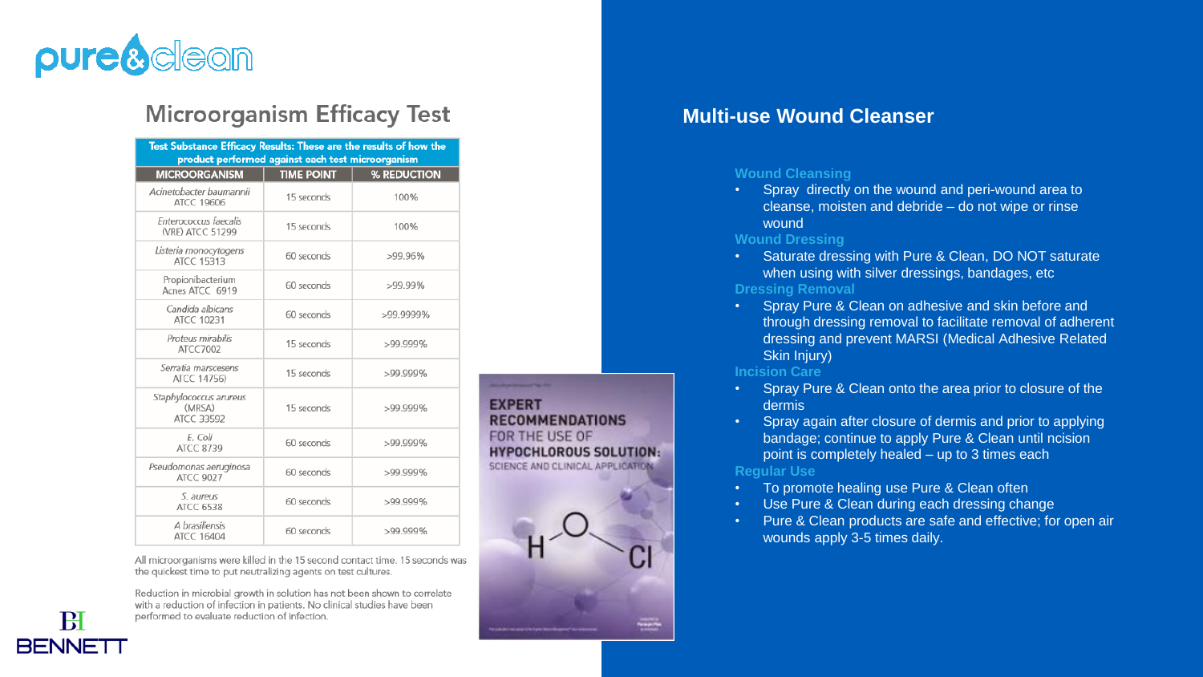pure&clean

## Microorganism Efficacy Test

| Test Substance Efficacy Results: These are the results of how the product performed against each test microorganism | | |
|---|---|---|
| MICROORGANISM | TIME POINT | % REDUCTION |
| *Acinetobacter baumannii* ATCC 19606 | 15 seconds | 100% |
| *Enterococcus faecalis* (VRE) ATCC 51299 | 15 seconds | 100% |
| *Listeria monocytogens* ATCC 15313 | 60 seconds | >99.96% |
| Propionibacterium Acnes ATCC 6919 | 60 seconds | >99.99% |
| *Candida albicans* ATCC 10231 | 60 seconds | >99.9999% |
| *Proteus mirabilis* ATCC7002 | 15 seconds | >99.999% |
| *Serratia marscesens* ATCC 14756) | 15 seconds | >99.999% |
| *Staphylococcus arureus* (MRSA) ATCC 33592 | 15 seconds | >99.999% |
| *E. Coli* ATCC 8739 | 60 seconds | >99.999% |
| *Pseudomonas aeruginosa* ATCC 9027 | 60 seconds | >99.999% |
| *S. aureus* ATCC 6538 | 60 seconds | >99.999% |
| *A brasiliensis* ATCC 16404 | 60 seconds | >99.999% |

All microorganisms were killed in the 15 second contact time. 15 seconds was the quickest time to put neutralizing agents on test cultures.

Reduction in microbial growth in solution has not been shown to correlate with a reduction of infection in patients. No clinical studies have been performed to evaluate reduction of infection.

EXPERT RECOMMENDATIONS FOR THE USE OF HYPOCHLOROUS SOLUTION: SCIENCE AND CLINICAL APPLICATION

BI BENNETT

## Multi-use Wound Cleanser

**Wound Cleansing**

- Spray directly on the wound and peri-wound area to cleanse, moisten and debride – do not wipe or rinse wound

**Wound Dressing**

- Saturate dressing with Pure & Clean, DO NOT saturate when using with silver dressings, bandages, etc

**Dressing Removal**

- Spray Pure & Clean on adhesive and skin before and through dressing removal to facilitate removal of adherent dressing and prevent MARSI (Medical Adhesive Related Skin Injury)

**Incision Care**

- Spray Pure & Clean onto the area prior to closure of the dermis
- Spray again after closure of dermis and prior to applying bandage; continue to apply Pure & Clean until ncision point is completely healed – up to 3 times each

**Regular Use**

- To promote healing use Pure & Clean often
- Use Pure & Clean during each dressing change
- Pure & Clean products are safe and effective; for open air wounds apply 3-5 times daily.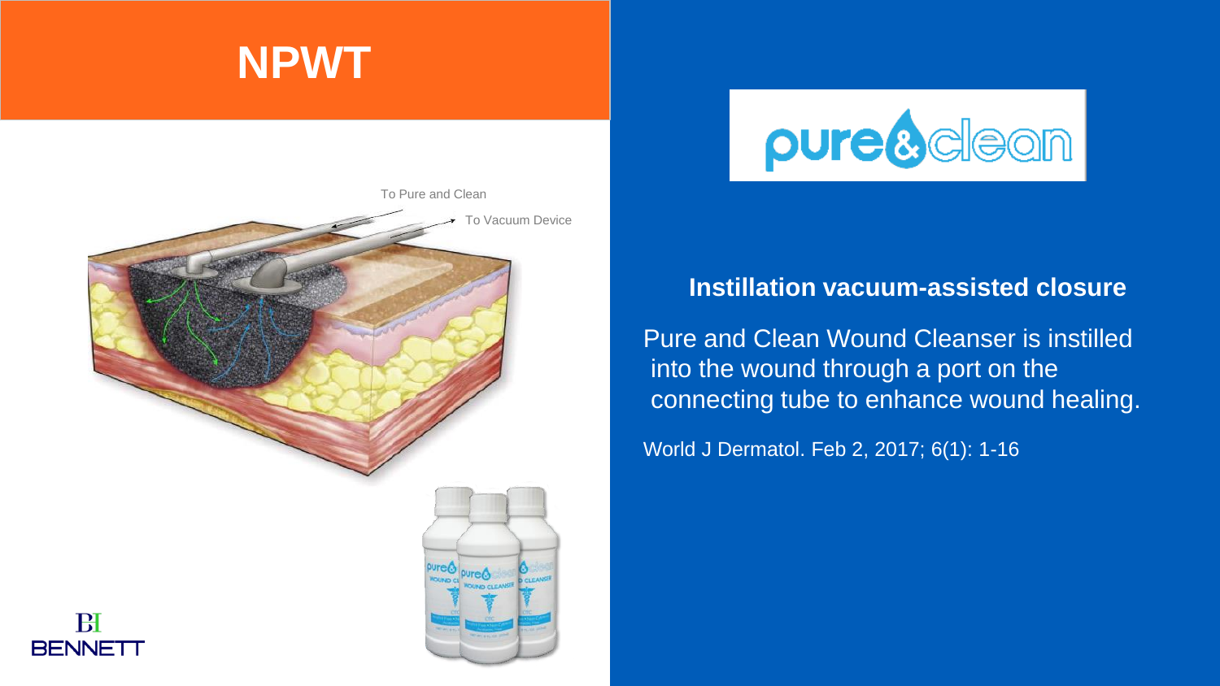# NPWT

To Pure and Clean

To Vacuum Device

## Instillation vacuum-assisted closure

Pure and Clean Wound Cleanser is instilled into the wound through a port on the connecting tube to enhance wound healing.

World J Dermatol. Feb 2, 2017; 6(1): 1-16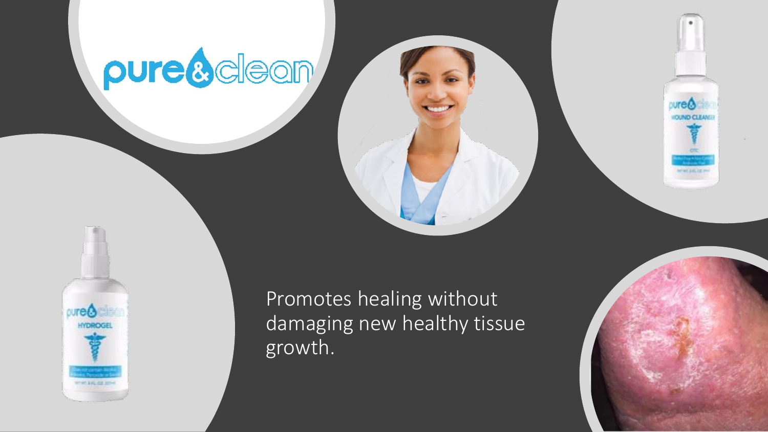Promotes healing without damaging new healthy tissue growth.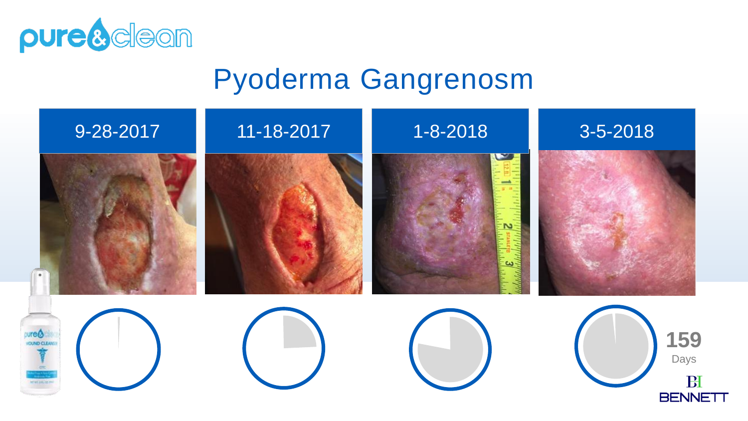# Pyoderma Gangrenosm

9-28-2017

11-18-2017

1-8-2018

3-5-2018

159

Days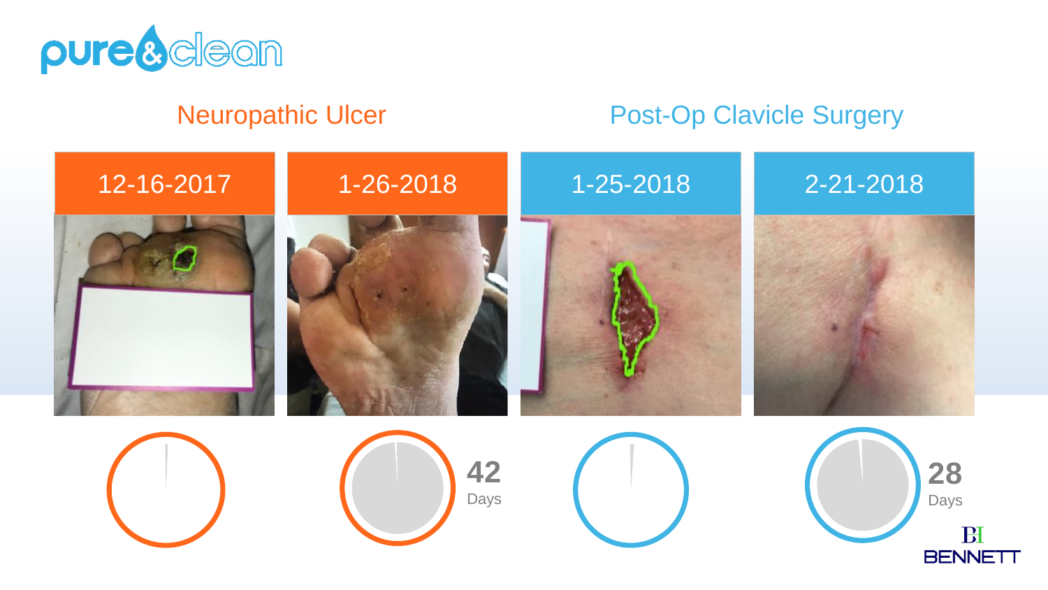pure&clean

## Neuropathic Ulcer

12-16-2017

1-26-2018

42 Days

## Post-Op Clavicle Surgery

1-25-2018

2-21-2018

28 Days

BENNETT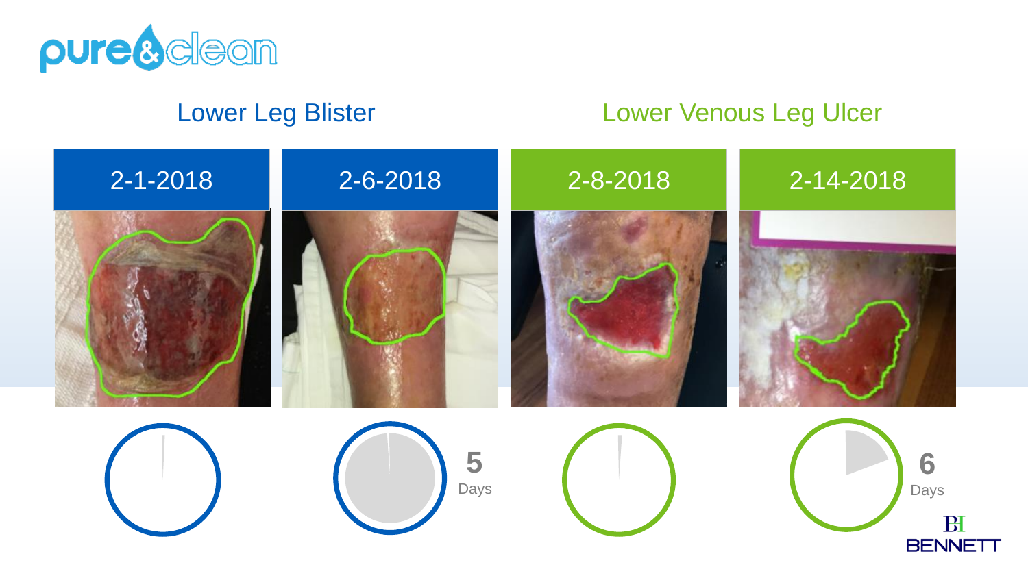pure&clean

## Lower Leg Blister

2-1-2018

2-6-2018

5 Days

## Lower Venous Leg Ulcer

2-8-2018

2-14-2018

6 Days

BENNETT